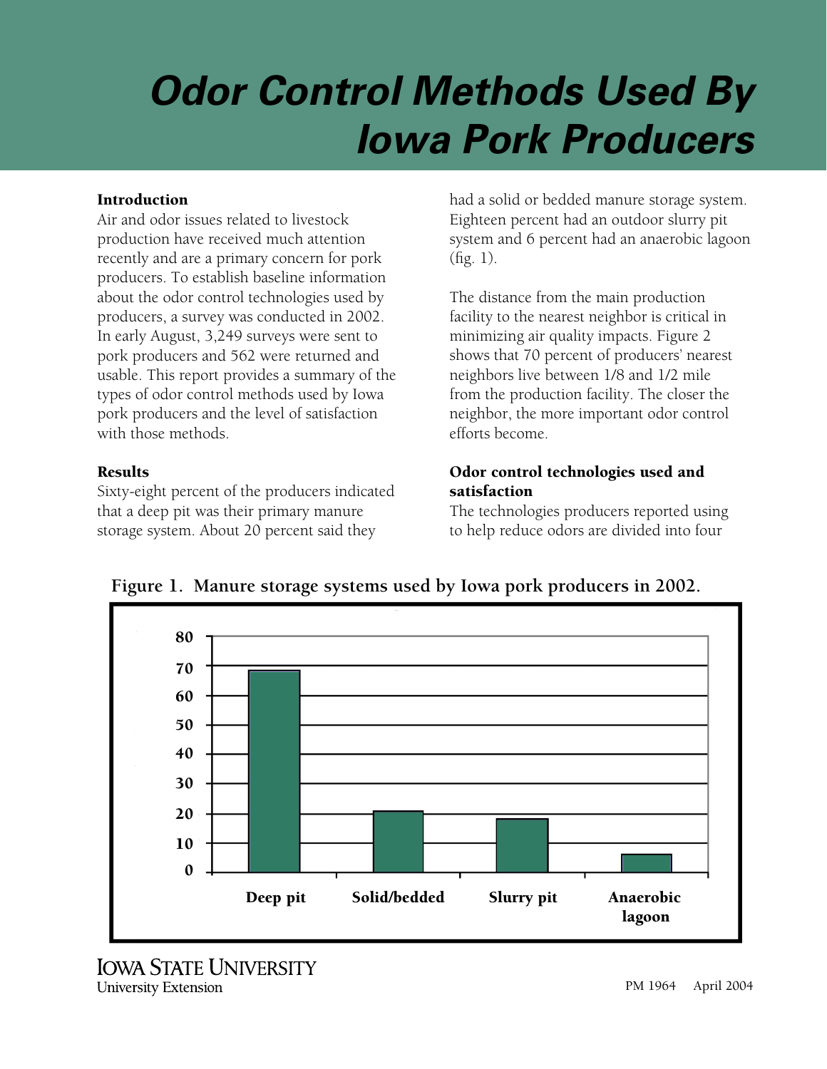# Odor Control Methods Used By Iowa Pork Producers

### Introduction

Air and odor issues related to livestock production have received much attention recently and are a primary concern for pork producers. To establish baseline information about the odor control technologies used by producers, a survey was conducted in 2002. In early August, 3,249 surveys were sent to pork producers and 562 were returned and usable. This report provides a summary of the types of odor control methods used by Iowa pork producers and the level of satisfaction with those methods.

### Results

Sixty-eight percent of the producers indicated that a deep pit was their primary manure storage system. About 20 percent said they had a solid or bedded manure storage system. Eighteen percent had an outdoor slurry pit system and 6 percent had an anaerobic lagoon (fig. 1).

The distance from the main production facility to the nearest neighbor is critical in minimizing air quality impacts. Figure 2 shows that 70 percent of producers' nearest neighbors live between 1/8 and 1/2 mile from the production facility. The closer the neighbor, the more important odor control efforts become.

### Odor control technologies used and satisfaction

The technologies producers reported using to help reduce odors are divided into four

**Figure 1. Manure storage systems used by Iowa pork producers in 2002.**

| Storage system | Percent |
|---|---|
| Deep pit | 68 |
| Solid/bedded | 20 |
| Slurry pit | 18 |
| Anaerobic lagoon | 6 |

IOWA STATE UNIVERSITY
University Extension

PM 1964 April 2004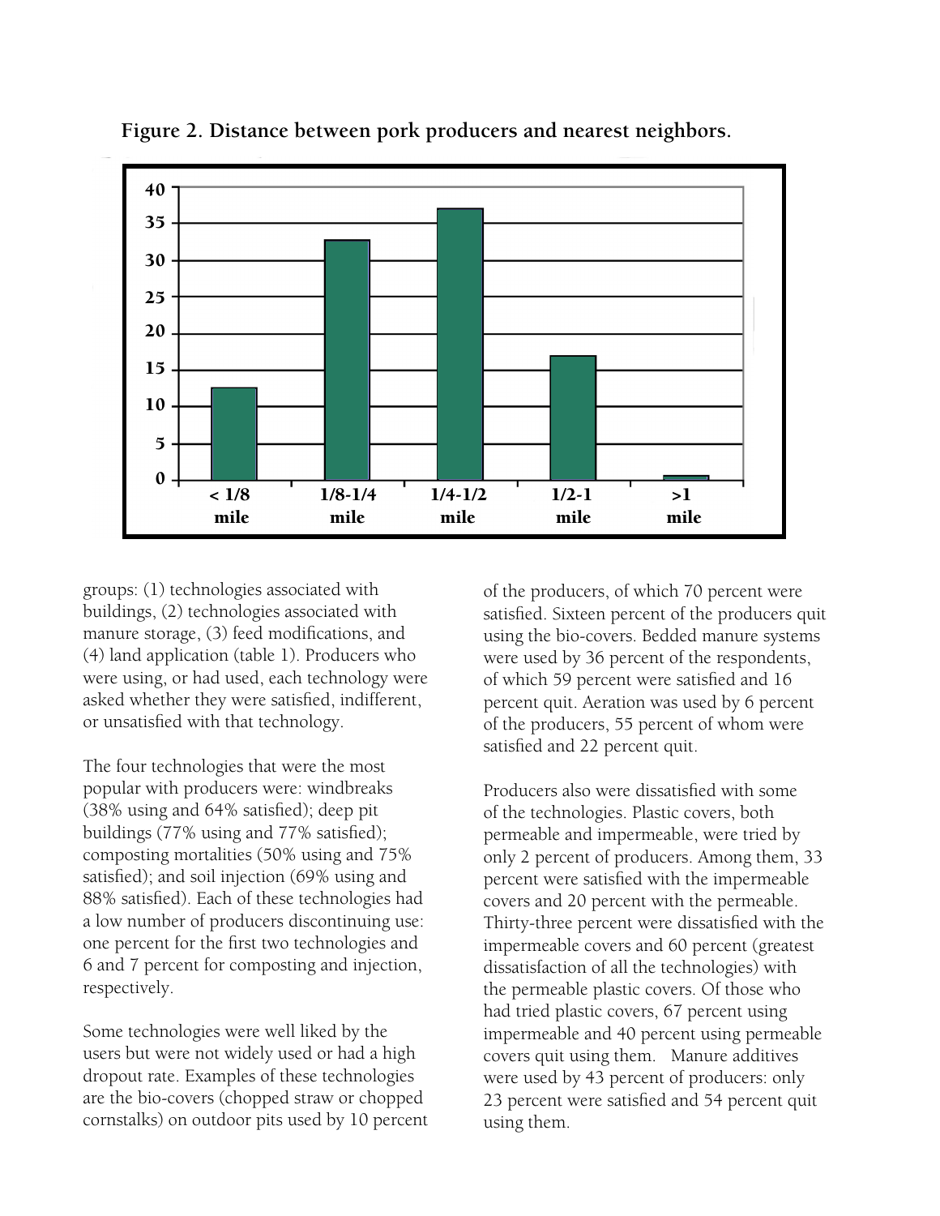**Figure 2. Distance between pork producers and nearest neighbors.**

groups: (1) technologies associated with buildings, (2) technologies associated with manure storage, (3) feed modifications, and (4) land application (table 1). Producers who were using, or had used, each technology were asked whether they were satisfied, indifferent, or unsatisfied with that technology.

The four technologies that were the most popular with producers were: windbreaks (38% using and 64% satisfied); deep pit buildings (77% using and 77% satisfied); composting mortalities (50% using and 75% satisfied); and soil injection (69% using and 88% satisfied). Each of these technologies had a low number of producers discontinuing use: one percent for the first two technologies and 6 and 7 percent for composting and injection, respectively.

Some technologies were well liked by the users but were not widely used or had a high dropout rate. Examples of these technologies are the bio-covers (chopped straw or chopped cornstalks) on outdoor pits used by 10 percent of the producers, of which 70 percent were satisfied. Sixteen percent of the producers quit using the bio-covers. Bedded manure systems were used by 36 percent of the respondents, of which 59 percent were satisfied and 16 percent quit. Aeration was used by 6 percent of the producers, 55 percent of whom were satisfied and 22 percent quit.

Producers also were dissatisfied with some of the technologies. Plastic covers, both permeable and impermeable, were tried by only 2 percent of producers. Among them, 33 percent were satisfied with the impermeable covers and 20 percent with the permeable. Thirty-three percent were dissatisfied with the impermeable covers and 60 percent (greatest dissatisfaction of all the technologies) with the permeable plastic covers. Of those who had tried plastic covers, 67 percent using impermeable and 40 percent using permeable covers quit using them. Manure additives were used by 43 percent of producers: only 23 percent were satisfied and 54 percent quit using them.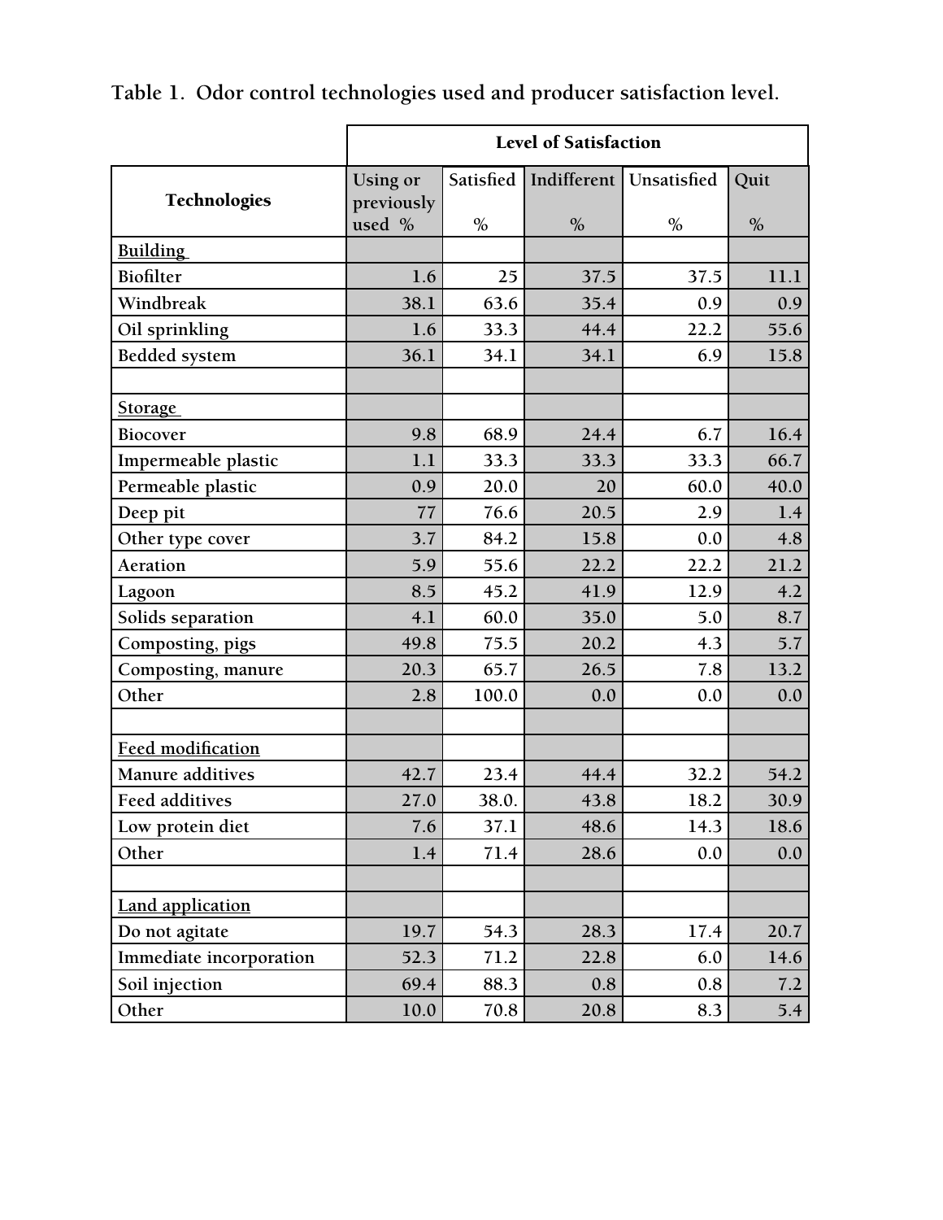Table 1. Odor control technologies used and producer satisfaction level.

| Technologies | Level of Satisfaction | | | | |
|---|---|---|---|---|---|
| | Using or previously used % | Satisfied % | Indifferent % | Unsatisfied % | Quit % |
| Building | | | | | |
| Biofilter | 1.6 | 25 | 37.5 | 37.5 | 11.1 |
| Windbreak | 38.1 | 63.6 | 35.4 | 0.9 | 0.9 |
| Oil sprinkling | 1.6 | 33.3 | 44.4 | 22.2 | 55.6 |
| Bedded system | 36.1 | 34.1 | 34.1 | 6.9 | 15.8 |
| | | | | | |
| Storage | | | | | |
| Biocover | 9.8 | 68.9 | 24.4 | 6.7 | 16.4 |
| Impermeable plastic | 1.1 | 33.3 | 33.3 | 33.3 | 66.7 |
| Permeable plastic | 0.9 | 20.0 | 20 | 60.0 | 40.0 |
| Deep pit | 77 | 76.6 | 20.5 | 2.9 | 1.4 |
| Other type cover | 3.7 | 84.2 | 15.8 | 0.0 | 4.8 |
| Aeration | 5.9 | 55.6 | 22.2 | 22.2 | 21.2 |
| Lagoon | 8.5 | 45.2 | 41.9 | 12.9 | 4.2 |
| Solids separation | 4.1 | 60.0 | 35.0 | 5.0 | 8.7 |
| Composting, pigs | 49.8 | 75.5 | 20.2 | 4.3 | 5.7 |
| Composting, manure | 20.3 | 65.7 | 26.5 | 7.8 | 13.2 |
| Other | 2.8 | 100.0 | 0.0 | 0.0 | 0.0 |
| | | | | | |
| Feed modification | | | | | |
| Manure additives | 42.7 | 23.4 | 44.4 | 32.2 | 54.2 |
| Feed additives | 27.0 | 38.0. | 43.8 | 18.2 | 30.9 |
| Low protein diet | 7.6 | 37.1 | 48.6 | 14.3 | 18.6 |
| Other | 1.4 | 71.4 | 28.6 | 0.0 | 0.0 |
| | | | | | |
| Land application | | | | | |
| Do not agitate | 19.7 | 54.3 | 28.3 | 17.4 | 20.7 |
| Immediate incorporation | 52.3 | 71.2 | 22.8 | 6.0 | 14.6 |
| Soil injection | 69.4 | 88.3 | 0.8 | 0.8 | 7.2 |
| Other | 10.0 | 70.8 | 20.8 | 8.3 | 5.4 |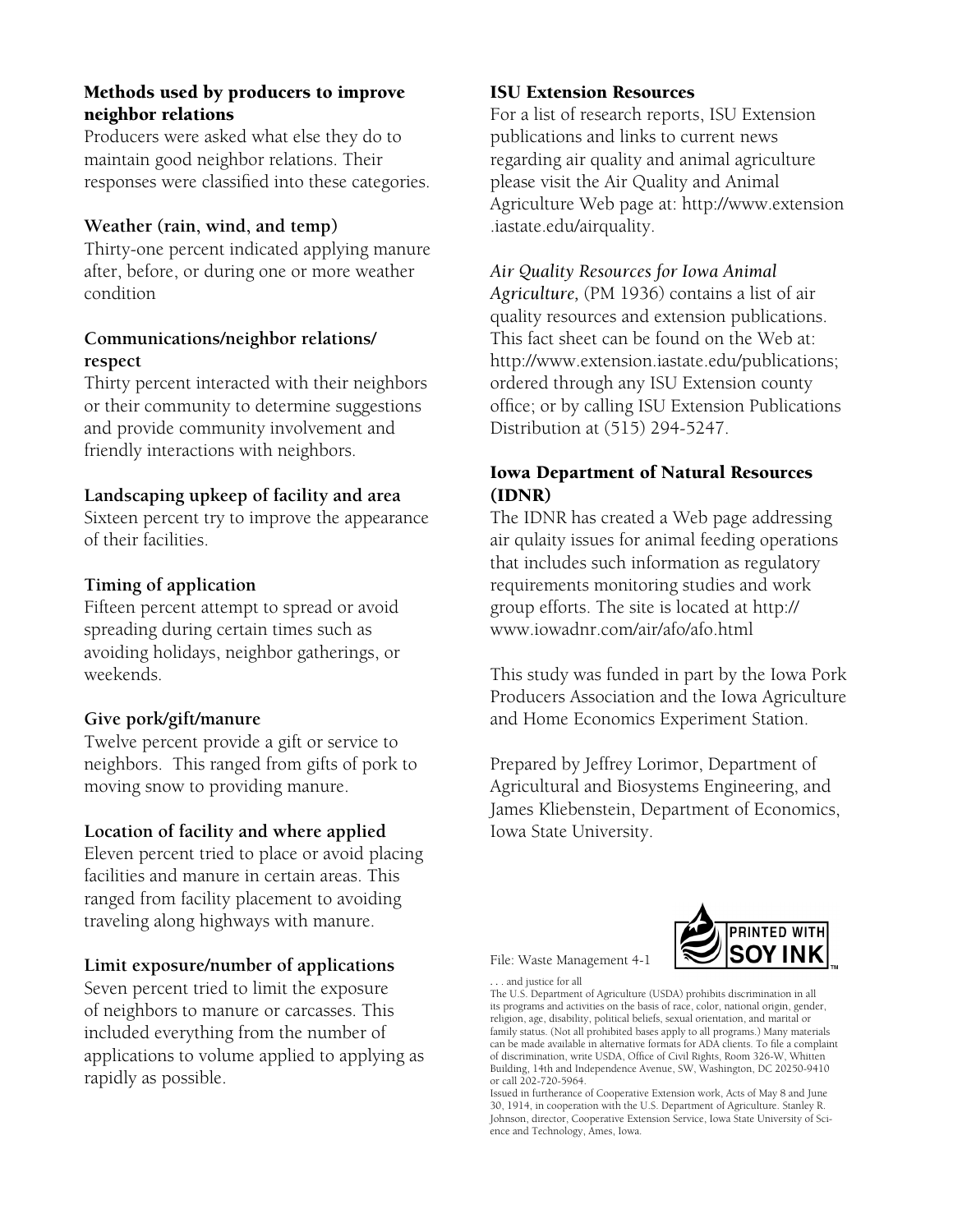## Methods used by producers to improve neighbor relations

Producers were asked what else they do to maintain good neighbor relations. Their responses were classified into these categories.

### Weather (rain, wind, and temp)

Thirty-one percent indicated applying manure after, before, or during one or more weather condition

### Communications/neighbor relations/ respect

Thirty percent interacted with their neighbors or their community to determine suggestions and provide community involvement and friendly interactions with neighbors.

### Landscaping upkeep of facility and area

Sixteen percent try to improve the appearance of their facilities.

### Timing of application

Fifteen percent attempt to spread or avoid spreading during certain times such as avoiding holidays, neighbor gatherings, or weekends.

### Give pork/gift/manure

Twelve percent provide a gift or service to neighbors. This ranged from gifts of pork to moving snow to providing manure.

### Location of facility and where applied

Eleven percent tried to place or avoid placing facilities and manure in certain areas. This ranged from facility placement to avoiding traveling along highways with manure.

### Limit exposure/number of applications

Seven percent tried to limit the exposure of neighbors to manure or carcasses. This included everything from the number of applications to volume applied to applying as rapidly as possible.

## ISU Extension Resources

For a list of research reports, ISU Extension publications and links to current news regarding air quality and animal agriculture please visit the Air Quality and Animal Agriculture Web page at: http://www.extension.iastate.edu/airquality.

*Air Quality Resources for Iowa Animal Agriculture,* (PM 1936) contains a list of air quality resources and extension publications. This fact sheet can be found on the Web at: http://www.extension.iastate.edu/publications; ordered through any ISU Extension county office; or by calling ISU Extension Publications Distribution at (515) 294-5247.

## Iowa Department of Natural Resources (IDNR)

The IDNR has created a Web page addressing air qulaity issues for animal feeding operations that includes such information as regulatory requirements monitoring studies and work group efforts. The site is located at http://www.iowadnr.com/air/afo/afo.html

This study was funded in part by the Iowa Pork Producers Association and the Iowa Agriculture and Home Economics Experiment Station.

Prepared by Jeffrey Lorimor, Department of Agricultural and Biosystems Engineering, and James Kliebenstein, Department of Economics, Iowa State University.

File: Waste Management 4-1

PRINTED WITH SOY INK

. . . and justice for all
The U.S. Department of Agriculture (USDA) prohibits discrimination in all its programs and activities on the basis of race, color, national origin, gender, religion, age, disability, political beliefs, sexual orientation, and marital or family status. (Not all prohibited bases apply to all programs.) Many materials can be made available in alternative formats for ADA clients. To file a complaint of discrimination, write USDA, Office of Civil Rights, Room 326-W, Whitten Building, 14th and Independence Avenue, SW, Washington, DC 20250-9410 or call 202-720-5964.
Issued in furtherance of Cooperative Extension work, Acts of May 8 and June 30, 1914, in cooperation with the U.S. Department of Agriculture. Stanley R. Johnson, director, Cooperative Extension Service, Iowa State University of Science and Technology, Ames, Iowa.